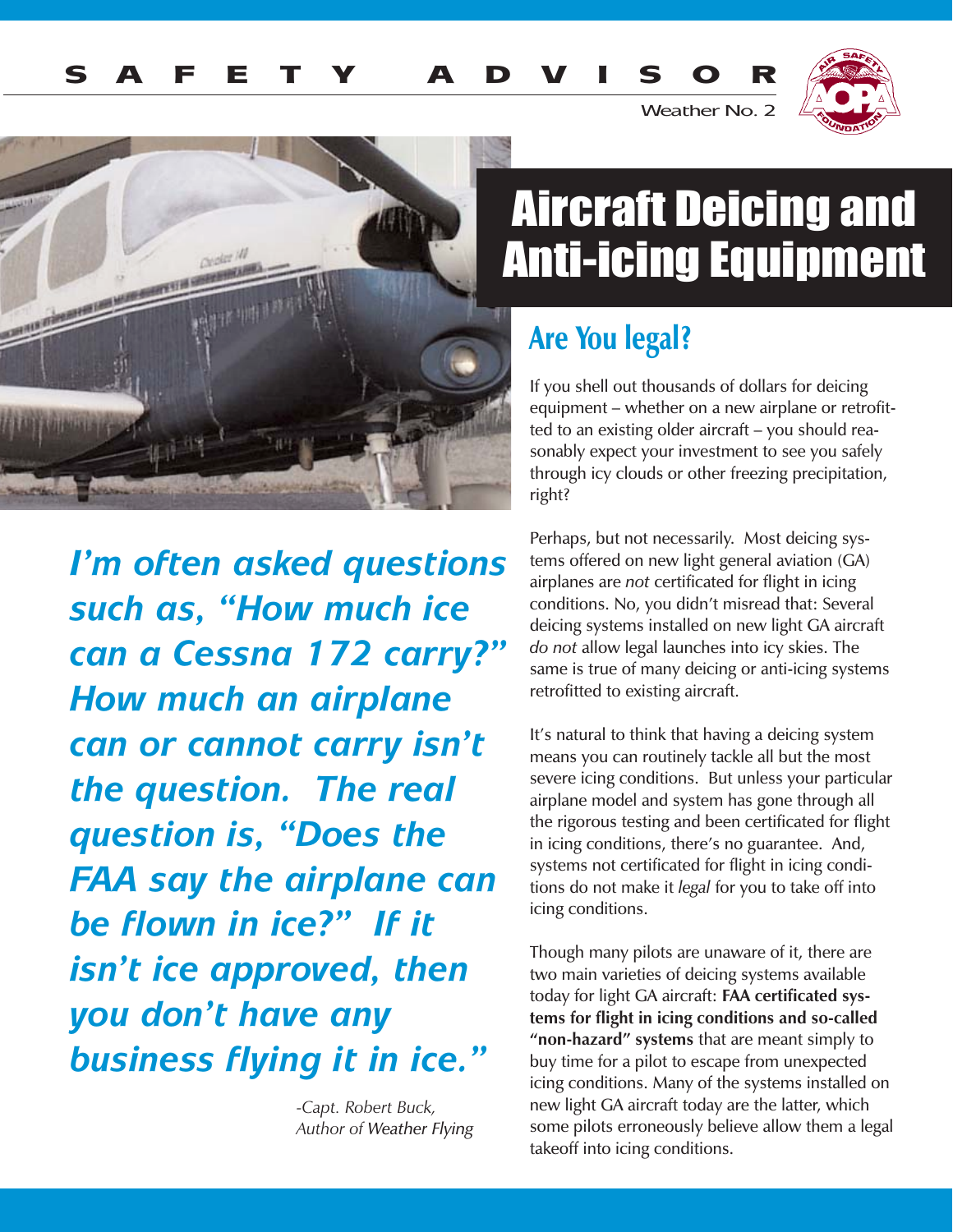SAFETY ADVISOR

Weather No. 2

# Aircraft Deicing and Anti-icing Equipment

*I'm often asked questions such as, "How much ice can a Cessna 172 carry?" How much an airplane can or cannot carry isn't the question. The real question is, "Does the FAA say the airplane can be flown in ice?" If it isn't ice approved, then you don't have any business flying it in ice."*

-Capt. Robert Buck, Author of *Weather Flying*

## Are You legal?

If you shell out thousands of dollars for deicing equipment – whether on a new airplane or retrofitted to an existing older aircraft – you should reasonably expect your investment to see you safely through icy clouds or other freezing precipitation, right?

Perhaps, but not necessarily. Most deicing systems offered on new light general aviation (GA) airplanes are *not* certificated for flight in icing conditions. No, you didn't misread that: Several deicing systems installed on new light GA aircraft *do not* allow legal launches into icy skies. The same is true of many deicing or anti-icing systems retrofitted to existing aircraft.

It's natural to think that having a deicing system means you can routinely tackle all but the most severe icing conditions. But unless your particular airplane model and system has gone through all the rigorous testing and been certificated for flight in icing conditions, there's no guarantee. And, systems not certificated for flight in icing conditions do not make it *legal* for you to take off into icing conditions.

Though many pilots are unaware of it, there are two main varieties of deicing systems available today for light GA aircraft: **FAA certificated systems for flight in icing conditions and so-called "non-hazard" systems** that are meant simply to buy time for a pilot to escape from unexpected icing conditions. Many of the systems installed on new light GA aircraft today are the latter, which some pilots erroneously believe allow them a legal takeoff into icing conditions.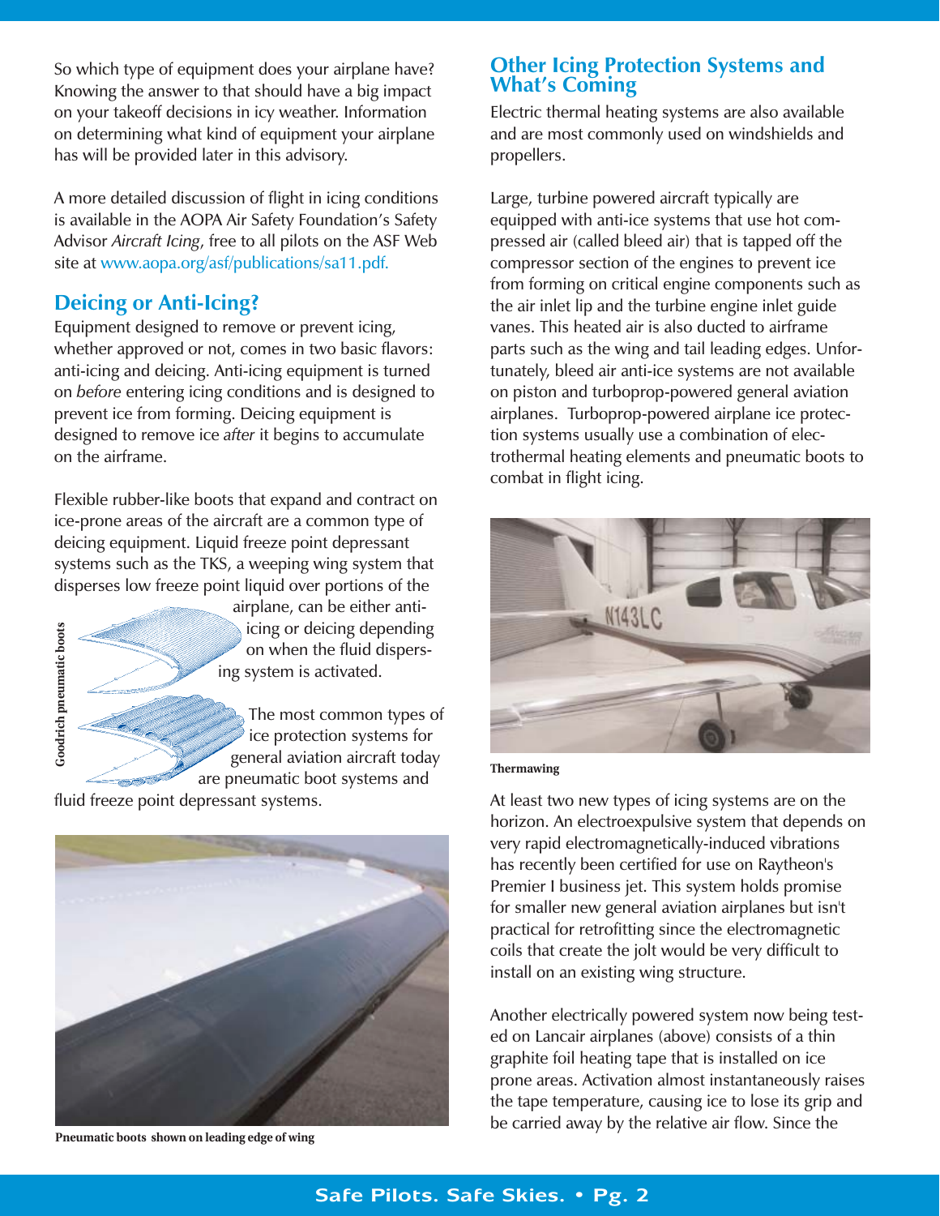So which type of equipment does your airplane have? Knowing the answer to that should have a big impact on your takeoff decisions in icy weather. Information on determining what kind of equipment your airplane has will be provided later in this advisory.

A more detailed discussion of flight in icing conditions is available in the AOPA Air Safety Foundation's Safety Advisor *Aircraft Icing*, free to all pilots on the ASF Web site at www.aopa.org/asf/publications/sa11.pdf.

## Deicing or Anti-Icing?

Equipment designed to remove or prevent icing, whether approved or not, comes in two basic flavors: anti-icing and deicing. Anti-icing equipment is turned on *before* entering icing conditions and is designed to prevent ice from forming. Deicing equipment is designed to remove ice *after* it begins to accumulate on the airframe.

Flexible rubber-like boots that expand and contract on ice-prone areas of the aircraft are a common type of deicing equipment. Liquid freeze point depressant systems such as the TKS, a weeping wing system that disperses low freeze point liquid over portions of the airplane, can be either anti-icing or deicing depending on when the fluid dispersing system is activated.

Goodrich pneumatic boots

The most common types of ice protection systems for general aviation aircraft today are pneumatic boot systems and fluid freeze point depressant systems.

Pneumatic boots shown on leading edge of wing

## Other Icing Protection Systems and What's Coming

Electric thermal heating systems are also available and are most commonly used on windshields and propellers.

Large, turbine powered aircraft typically are equipped with anti-ice systems that use hot compressed air (called bleed air) that is tapped off the compressor section of the engines to prevent ice from forming on critical engine components such as the air inlet lip and the turbine engine inlet guide vanes. This heated air is also ducted to airframe parts such as the wing and tail leading edges. Unfortunately, bleed air anti-ice systems are not available on piston and turboprop-powered general aviation airplanes. Turboprop-powered airplane ice protection systems usually use a combination of electrothermal heating elements and pneumatic boots to combat in flight icing.

Thermawing

At least two new types of icing systems are on the horizon. An electroexpulsive system that depends on very rapid electromagnetically-induced vibrations has recently been certified for use on Raytheon's Premier I business jet. This system holds promise for smaller new general aviation airplanes but isn't practical for retrofitting since the electromagnetic coils that create the jolt would be very difficult to install on an existing wing structure.

Another electrically powered system now being tested on Lancair airplanes (above) consists of a thin graphite foil heating tape that is installed on ice prone areas. Activation almost instantaneously raises the tape temperature, causing ice to lose its grip and be carried away by the relative air flow. Since the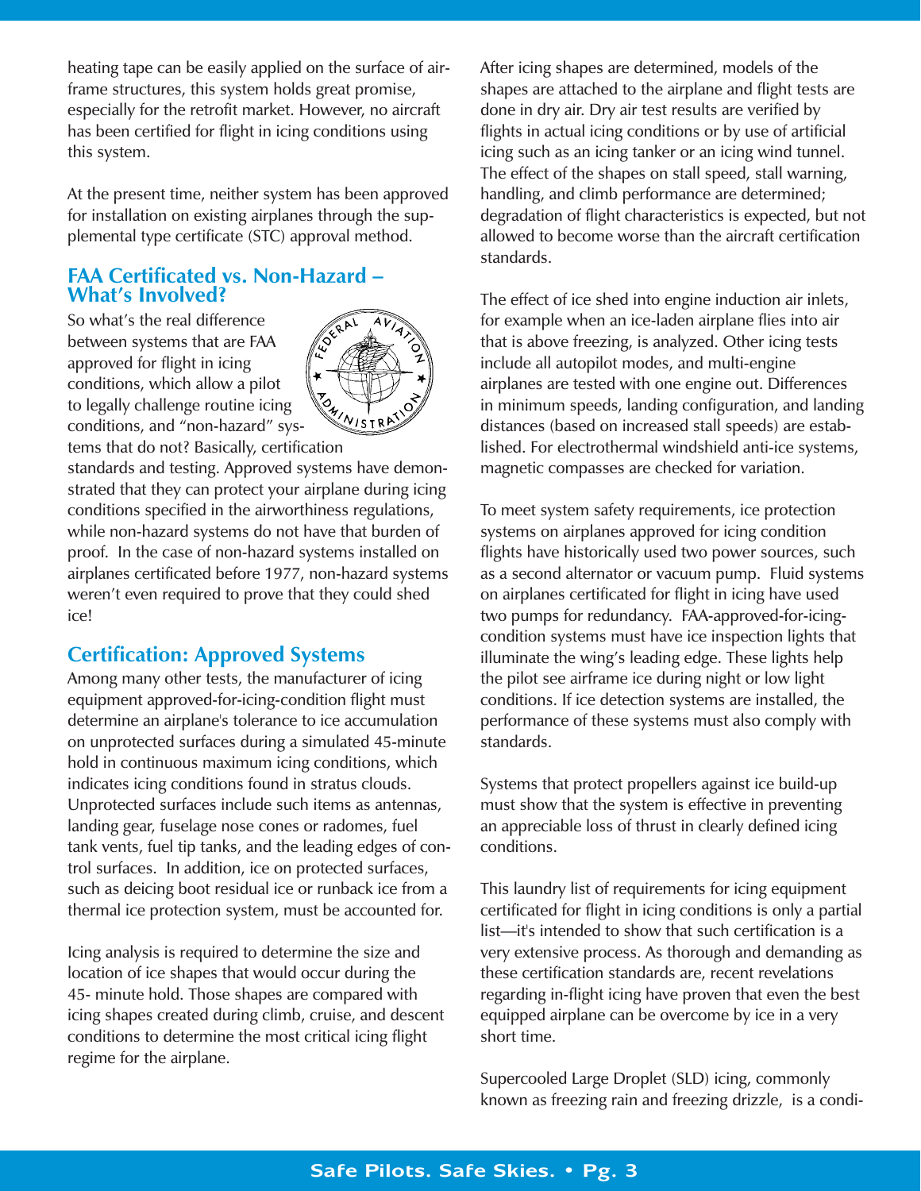heating tape can be easily applied on the surface of airframe structures, this system holds great promise, especially for the retrofit market. However, no aircraft has been certified for flight in icing conditions using this system.

At the present time, neither system has been approved for installation on existing airplanes through the supplemental type certificate (STC) approval method.

## FAA Certificated vs. Non-Hazard – What's Involved?

So what's the real difference between systems that are FAA approved for flight in icing conditions, which allow a pilot to legally challenge routine icing conditions, and "non-hazard" systems that do not? Basically, certification standards and testing. Approved systems have demonstrated that they can protect your airplane during icing conditions specified in the airworthiness regulations, while non-hazard systems do not have that burden of proof. In the case of non-hazard systems installed on airplanes certificated before 1977, non-hazard systems weren't even required to prove that they could shed ice!

## Certification: Approved Systems

Among many other tests, the manufacturer of icing equipment approved-for-icing-condition flight must determine an airplane's tolerance to ice accumulation on unprotected surfaces during a simulated 45-minute hold in continuous maximum icing conditions, which indicates icing conditions found in stratus clouds. Unprotected surfaces include such items as antennas, landing gear, fuselage nose cones or radomes, fuel tank vents, fuel tip tanks, and the leading edges of control surfaces. In addition, ice on protected surfaces, such as deicing boot residual ice or runback ice from a thermal ice protection system, must be accounted for.

Icing analysis is required to determine the size and location of ice shapes that would occur during the 45- minute hold. Those shapes are compared with icing shapes created during climb, cruise, and descent conditions to determine the most critical icing flight regime for the airplane.

After icing shapes are determined, models of the shapes are attached to the airplane and flight tests are done in dry air. Dry air test results are verified by flights in actual icing conditions or by use of artificial icing such as an icing tanker or an icing wind tunnel. The effect of the shapes on stall speed, stall warning, handling, and climb performance are determined; degradation of flight characteristics is expected, but not allowed to become worse than the aircraft certification standards.

The effect of ice shed into engine induction air inlets, for example when an ice-laden airplane flies into air that is above freezing, is analyzed. Other icing tests include all autopilot modes, and multi-engine airplanes are tested with one engine out. Differences in minimum speeds, landing configuration, and landing distances (based on increased stall speeds) are established. For electrothermal windshield anti-ice systems, magnetic compasses are checked for variation.

To meet system safety requirements, ice protection systems on airplanes approved for icing condition flights have historically used two power sources, such as a second alternator or vacuum pump. Fluid systems on airplanes certificated for flight in icing have used two pumps for redundancy. FAA-approved-for-icing-condition systems must have ice inspection lights that illuminate the wing's leading edge. These lights help the pilot see airframe ice during night or low light conditions. If ice detection systems are installed, the performance of these systems must also comply with standards.

Systems that protect propellers against ice build-up must show that the system is effective in preventing an appreciable loss of thrust in clearly defined icing conditions.

This laundry list of requirements for icing equipment certificated for flight in icing conditions is only a partial list—it's intended to show that such certification is a very extensive process. As thorough and demanding as these certification standards are, recent revelations regarding in-flight icing have proven that even the best equipped airplane can be overcome by ice in a very short time.

Supercooled Large Droplet (SLD) icing, commonly known as freezing rain and freezing drizzle, is a condi-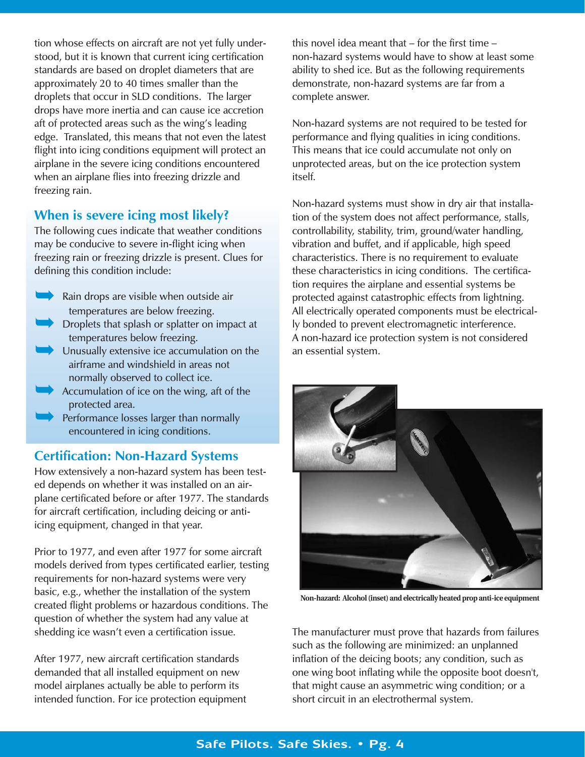tion whose effects on aircraft are not yet fully understood, but it is known that current icing certification standards are based on droplet diameters that are approximately 20 to 40 times smaller than the droplets that occur in SLD conditions. The larger drops have more inertia and can cause ice accretion aft of protected areas such as the wing's leading edge. Translated, this means that not even the latest flight into icing conditions equipment will protect an airplane in the severe icing conditions encountered when an airplane flies into freezing drizzle and freezing rain.

## When is severe icing most likely?

The following cues indicate that weather conditions may be conducive to severe in-flight icing when freezing rain or freezing drizzle is present. Clues for defining this condition include:

- Rain drops are visible when outside air temperatures are below freezing.
- Droplets that splash or splatter on impact at temperatures below freezing.
- Unusually extensive ice accumulation on the airframe and windshield in areas not normally observed to collect ice.
- Accumulation of ice on the wing, aft of the protected area.
- Performance losses larger than normally encountered in icing conditions.

## Certification: Non-Hazard Systems

How extensively a non-hazard system has been tested depends on whether it was installed on an airplane certificated before or after 1977. The standards for aircraft certification, including deicing or anti-icing equipment, changed in that year.

Prior to 1977, and even after 1977 for some aircraft models derived from types certificated earlier, testing requirements for non-hazard systems were very basic, e.g., whether the installation of the system created flight problems or hazardous conditions. The question of whether the system had any value at shedding ice wasn't even a certification issue.

After 1977, new aircraft certification standards demanded that all installed equipment on new model airplanes actually be able to perform its intended function. For ice protection equipment this novel idea meant that – for the first time – non-hazard systems would have to show at least some ability to shed ice. But as the following requirements demonstrate, non-hazard systems are far from a complete answer.

Non-hazard systems are not required to be tested for performance and flying qualities in icing conditions. This means that ice could accumulate not only on unprotected areas, but on the ice protection system itself.

Non-hazard systems must show in dry air that installation of the system does not affect performance, stalls, controllability, stability, trim, ground/water handling, vibration and buffet, and if applicable, high speed characteristics. There is no requirement to evaluate these characteristics in icing conditions. The certification requires the airplane and essential systems be protected against catastrophic effects from lightning. All electrically operated components must be electrically bonded to prevent electromagnetic interference. A non-hazard ice protection system is not considered an essential system.

**Non-hazard: Alcohol (inset) and electrically heated prop anti-ice equipment**

The manufacturer must prove that hazards from failures such as the following are minimized: an unplanned inflation of the deicing boots; any condition, such as one wing boot inflating while the opposite boot doesn't, that might cause an asymmetric wing condition; or a short circuit in an electrothermal system.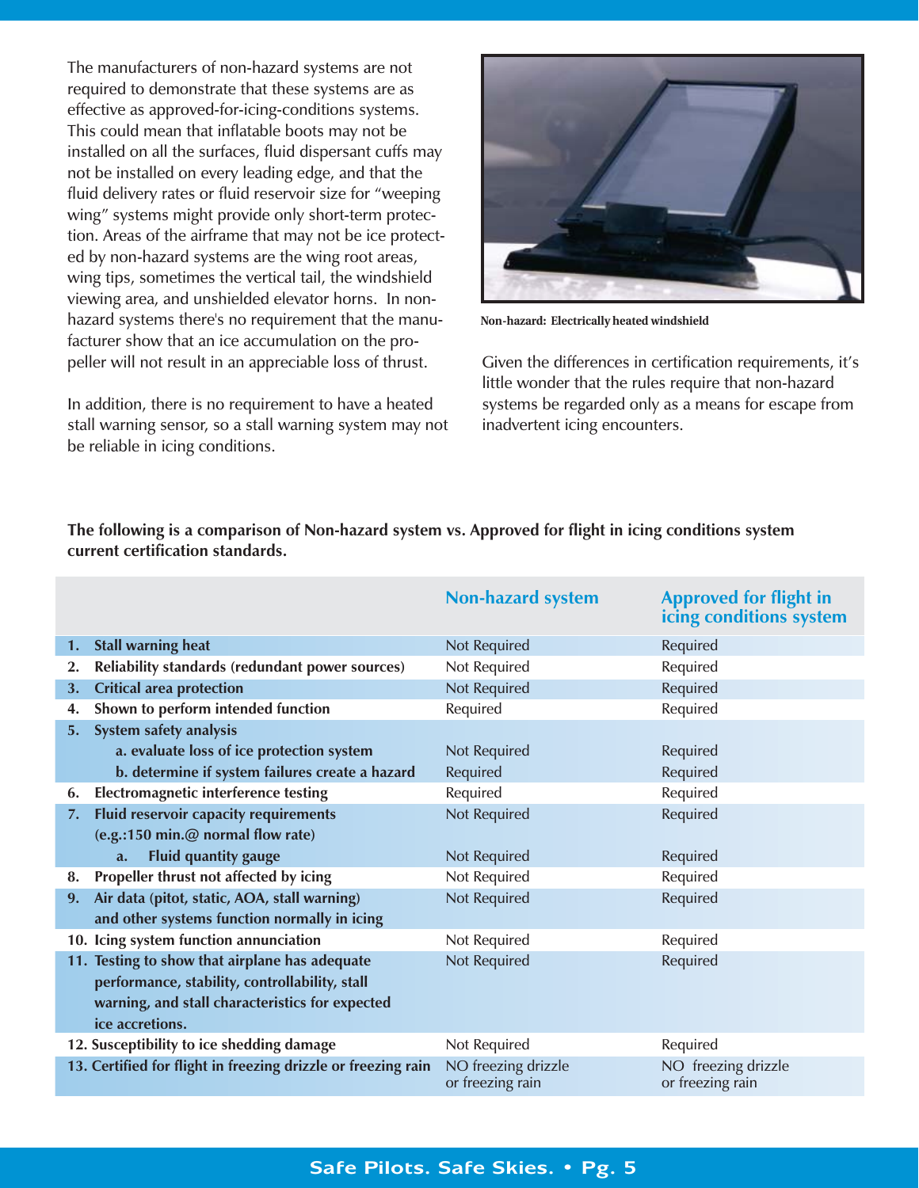The manufacturers of non-hazard systems are not required to demonstrate that these systems are as effective as approved-for-icing-conditions systems. This could mean that inflatable boots may not be installed on all the surfaces, fluid dispersant cuffs may not be installed on every leading edge, and that the fluid delivery rates or fluid reservoir size for "weeping wing" systems might provide only short-term protection. Areas of the airframe that may not be ice protected by non-hazard systems are the wing root areas, wing tips, sometimes the vertical tail, the windshield viewing area, and unshielded elevator horns. In non-hazard systems there's no requirement that the manufacturer show that an ice accumulation on the propeller will not result in an appreciable loss of thrust.

In addition, there is no requirement to have a heated stall warning sensor, so a stall warning system may not be reliable in icing conditions.

**Non-hazard: Electrically heated windshield**

Given the differences in certification requirements, it's little wonder that the rules require that non-hazard systems be regarded only as a means for escape from inadvertent icing encounters.

**The following is a comparison of Non-hazard system vs. Approved for flight in icing conditions system current certification standards.**

| | Non-hazard system | Approved for flight in icing conditions system |
|---|---|---|
| **1. Stall warning heat** | Not Required | Required |
| **2. Reliability standards (redundant power sources)** | Not Required | Required |
| **3. Critical area protection** | Not Required | Required |
| **4. Shown to perform intended function** | Required | Required |
| **5. System safety analysis** | | |
| **a. evaluate loss of ice protection system** | Not Required | Required |
| **b. determine if system failures create a hazard** | Required | Required |
| **6. Electromagnetic interference testing** | Required | Required |
| **7. Fluid reservoir capacity requirements (e.g.:150 min.@ normal flow rate)** | Not Required | Required |
| **a. Fluid quantity gauge** | Not Required | Required |
| **8. Propeller thrust not affected by icing** | Not Required | Required |
| **9. Air data (pitot, static, AOA, stall warning) and other systems function normally in icing** | Not Required | Required |
| **10. Icing system function annunciation** | Not Required | Required |
| **11. Testing to show that airplane has adequate performance, stability, controllability, stall warning, and stall characteristics for expected ice accretions.** | Not Required | Required |
| **12. Susceptibility to ice shedding damage** | Not Required | Required |
| **13. Certified for flight in freezing drizzle or freezing rain** | NO freezing drizzle or freezing rain | NO freezing drizzle or freezing rain |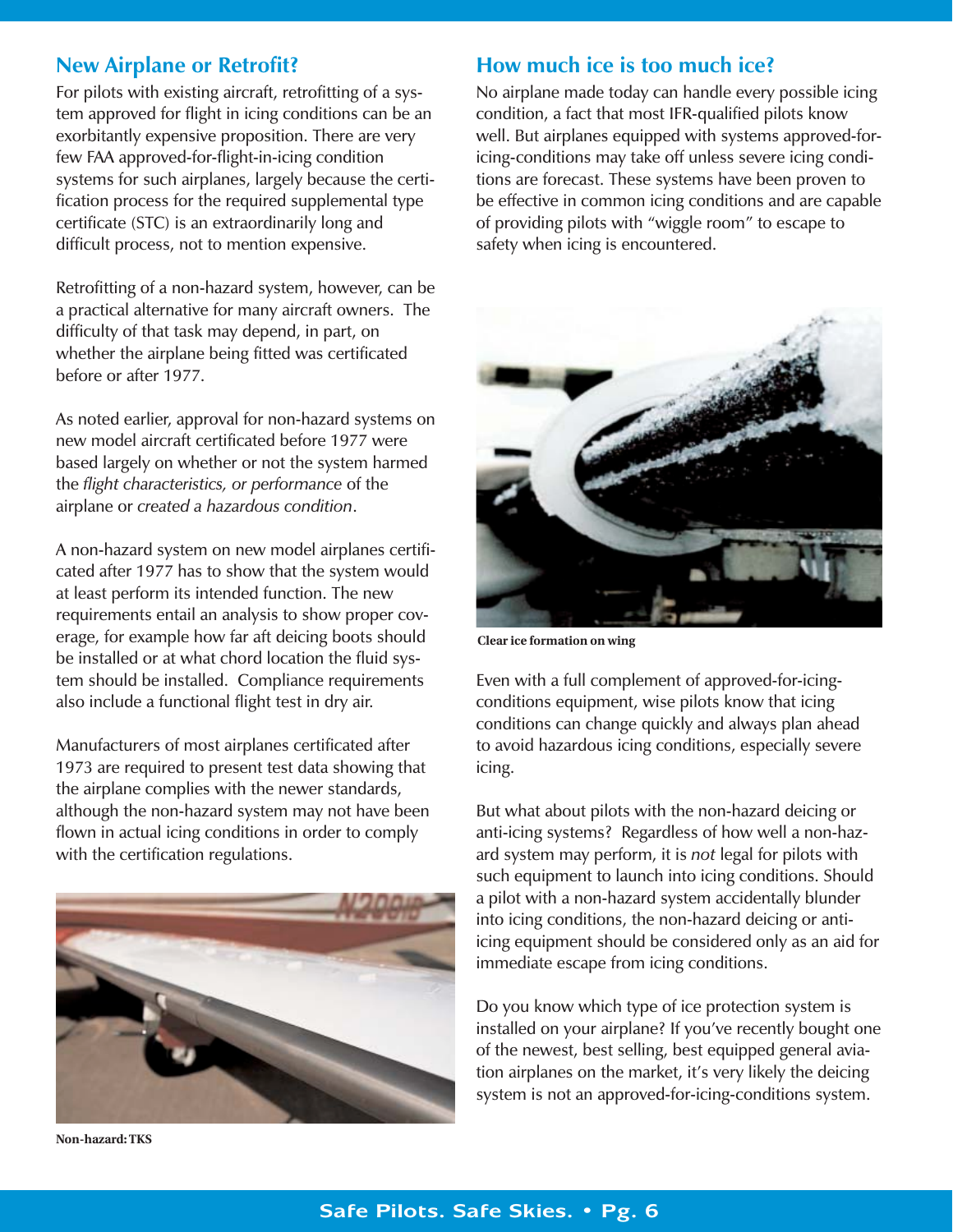## New Airplane or Retrofit?

For pilots with existing aircraft, retrofitting of a system approved for flight in icing conditions can be an exorbitantly expensive proposition. There are very few FAA approved-for-flight-in-icing condition systems for such airplanes, largely because the certification process for the required supplemental type certificate (STC) is an extraordinarily long and difficult process, not to mention expensive.

Retrofitting of a non-hazard system, however, can be a practical alternative for many aircraft owners. The difficulty of that task may depend, in part, on whether the airplane being fitted was certificated before or after 1977.

As noted earlier, approval for non-hazard systems on new model aircraft certificated before 1977 were based largely on whether or not the system harmed the *flight characteristics, or performance* of the airplane or *created a hazardous condition*.

A non-hazard system on new model airplanes certificated after 1977 has to show that the system would at least perform its intended function. The new requirements entail an analysis to show proper coverage, for example how far aft deicing boots should be installed or at what chord location the fluid system should be installed. Compliance requirements also include a functional flight test in dry air.

Manufacturers of most airplanes certificated after 1973 are required to present test data showing that the airplane complies with the newer standards, although the non-hazard system may not have been flown in actual icing conditions in order to comply with the certification regulations.

**Non-hazard: TKS**

## How much ice is too much ice?

No airplane made today can handle every possible icing condition, a fact that most IFR-qualified pilots know well. But airplanes equipped with systems approved-for-icing-conditions may take off unless severe icing conditions are forecast. These systems have been proven to be effective in common icing conditions and are capable of providing pilots with "wiggle room" to escape to safety when icing is encountered.

**Clear ice formation on wing**

Even with a full complement of approved-for-icing-conditions equipment, wise pilots know that icing conditions can change quickly and always plan ahead to avoid hazardous icing conditions, especially severe icing.

But what about pilots with the non-hazard deicing or anti-icing systems? Regardless of how well a non-hazard system may perform, it is *not* legal for pilots with such equipment to launch into icing conditions. Should a pilot with a non-hazard system accidentally blunder into icing conditions, the non-hazard deicing or anti-icing equipment should be considered only as an aid for immediate escape from icing conditions.

Do you know which type of ice protection system is installed on your airplane? If you've recently bought one of the newest, best selling, best equipped general aviation airplanes on the market, it's very likely the deicing system is not an approved-for-icing-conditions system.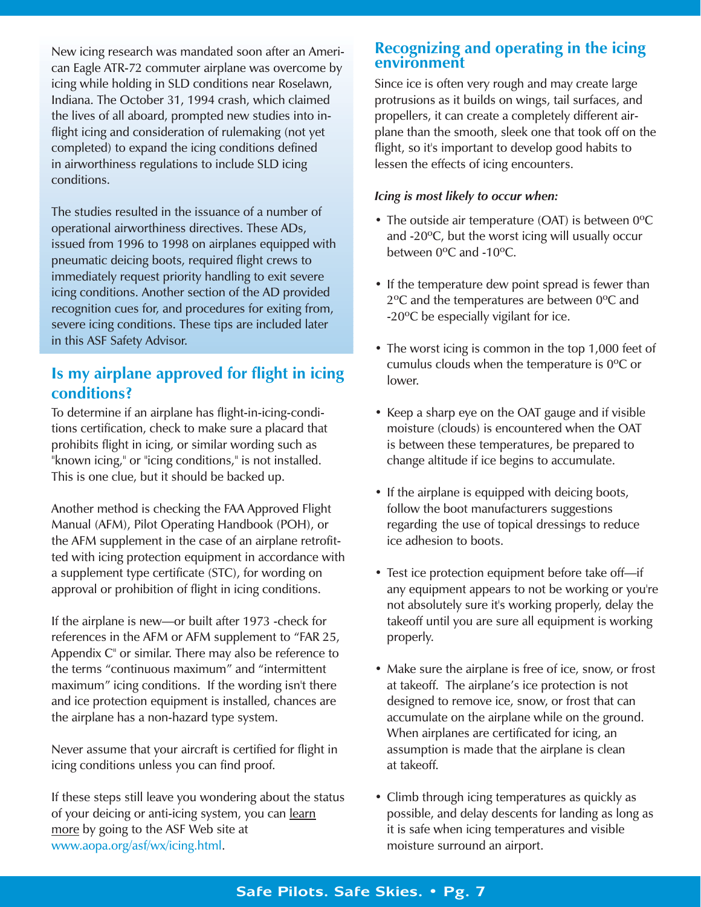New icing research was mandated soon after an American Eagle ATR-72 commuter airplane was overcome by icing while holding in SLD conditions near Roselawn, Indiana. The October 31, 1994 crash, which claimed the lives of all aboard, prompted new studies into in-flight icing and consideration of rulemaking (not yet completed) to expand the icing conditions defined in airworthiness regulations to include SLD icing conditions.

The studies resulted in the issuance of a number of operational airworthiness directives. These ADs, issued from 1996 to 1998 on airplanes equipped with pneumatic deicing boots, required flight crews to immediately request priority handling to exit severe icing conditions. Another section of the AD provided recognition cues for, and procedures for exiting from, severe icing conditions. These tips are included later in this ASF Safety Advisor.

## Is my airplane approved for flight in icing conditions?

To determine if an airplane has flight-in-icing-conditions certification, check to make sure a placard that prohibits flight in icing, or similar wording such as "known icing," or "icing conditions," is not installed. This is one clue, but it should be backed up.

Another method is checking the FAA Approved Flight Manual (AFM), Pilot Operating Handbook (POH), or the AFM supplement in the case of an airplane retrofitted with icing protection equipment in accordance with a supplement type certificate (STC), for wording on approval or prohibition of flight in icing conditions.

If the airplane is new—or built after 1973 -check for references in the AFM or AFM supplement to "FAR 25, Appendix C" or similar. There may also be reference to the terms "continuous maximum" and "intermittent maximum" icing conditions. If the wording isn't there and ice protection equipment is installed, chances are the airplane has a non-hazard type system.

Never assume that your aircraft is certified for flight in icing conditions unless you can find proof.

If these steps still leave you wondering about the status of your deicing or anti-icing system, you can learn more by going to the ASF Web site at www.aopa.org/asf/wx/icing.html.

## Recognizing and operating in the icing environment

Since ice is often very rough and may create large protrusions as it builds on wings, tail surfaces, and propellers, it can create a completely different airplane than the smooth, sleek one that took off on the flight, so it's important to develop good habits to lessen the effects of icing encounters.

***Icing is most likely to occur when:***

- The outside air temperature (OAT) is between 0ºC and -20ºC, but the worst icing will usually occur between 0ºC and -10ºC.
- If the temperature dew point spread is fewer than 2ºC and the temperatures are between 0ºC and -20ºC be especially vigilant for ice.
- The worst icing is common in the top 1,000 feet of cumulus clouds when the temperature is 0ºC or lower.
- Keep a sharp eye on the OAT gauge and if visible moisture (clouds) is encountered when the OAT is between these temperatures, be prepared to change altitude if ice begins to accumulate.
- If the airplane is equipped with deicing boots, follow the boot manufacturers suggestions regarding the use of topical dressings to reduce ice adhesion to boots.
- Test ice protection equipment before take off—if any equipment appears to not be working or you're not absolutely sure it's working properly, delay the takeoff until you are sure all equipment is working properly.
- Make sure the airplane is free of ice, snow, or frost at takeoff. The airplane's ice protection is not designed to remove ice, snow, or frost that can accumulate on the airplane while on the ground. When airplanes are certificated for icing, an assumption is made that the airplane is clean at takeoff.
- Climb through icing temperatures as quickly as possible, and delay descents for landing as long as it is safe when icing temperatures and visible moisture surround an airport.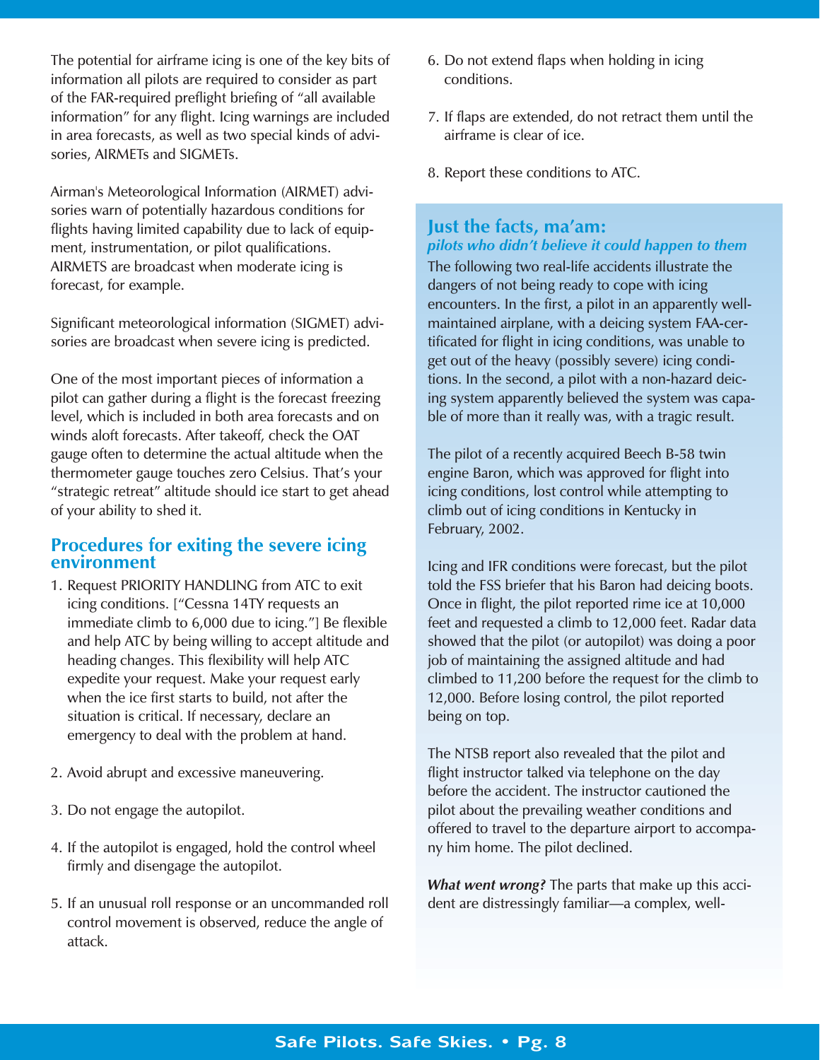The potential for airframe icing is one of the key bits of information all pilots are required to consider as part of the FAR-required preflight briefing of "all available information" for any flight. Icing warnings are included in area forecasts, as well as two special kinds of advisories, AIRMETs and SIGMETs.

Airman's Meteorological Information (AIRMET) advisories warn of potentially hazardous conditions for flights having limited capability due to lack of equipment, instrumentation, or pilot qualifications. AIRMETS are broadcast when moderate icing is forecast, for example.

Significant meteorological information (SIGMET) advisories are broadcast when severe icing is predicted.

One of the most important pieces of information a pilot can gather during a flight is the forecast freezing level, which is included in both area forecasts and on winds aloft forecasts. After takeoff, check the OAT gauge often to determine the actual altitude when the thermometer gauge touches zero Celsius. That's your "strategic retreat" altitude should ice start to get ahead of your ability to shed it.

## Procedures for exiting the severe icing environment

1. Request PRIORITY HANDLING from ATC to exit icing conditions. ["Cessna 14TY requests an immediate climb to 6,000 due to icing."] Be flexible and help ATC by being willing to accept altitude and heading changes. This flexibility will help ATC expedite your request. Make your request early when the ice first starts to build, not after the situation is critical. If necessary, declare an emergency to deal with the problem at hand.

2. Avoid abrupt and excessive maneuvering.

3. Do not engage the autopilot.

4. If the autopilot is engaged, hold the control wheel firmly and disengage the autopilot.

5. If an unusual roll response or an uncommanded roll control movement is observed, reduce the angle of attack.

6. Do not extend flaps when holding in icing conditions.

7. If flaps are extended, do not retract them until the airframe is clear of ice.

8. Report these conditions to ATC.

## Just the facts, ma'am:

### *pilots who didn't believe it could happen to them*

The following two real-life accidents illustrate the dangers of not being ready to cope with icing encounters. In the first, a pilot in an apparently well-maintained airplane, with a deicing system FAA-certificated for flight in icing conditions, was unable to get out of the heavy (possibly severe) icing conditions. In the second, a pilot with a non-hazard deicing system apparently believed the system was capable of more than it really was, with a tragic result.

The pilot of a recently acquired Beech B-58 twin engine Baron, which was approved for flight into icing conditions, lost control while attempting to climb out of icing conditions in Kentucky in February, 2002.

Icing and IFR conditions were forecast, but the pilot told the FSS briefer that his Baron had deicing boots. Once in flight, the pilot reported rime ice at 10,000 feet and requested a climb to 12,000 feet. Radar data showed that the pilot (or autopilot) was doing a poor job of maintaining the assigned altitude and had climbed to 11,200 before the request for the climb to 12,000. Before losing control, the pilot reported being on top.

The NTSB report also revealed that the pilot and flight instructor talked via telephone on the day before the accident. The instructor cautioned the pilot about the prevailing weather conditions and offered to travel to the departure airport to accompany him home. The pilot declined.

***What went wrong?*** The parts that make up this accident are distressingly familiar—a complex, well-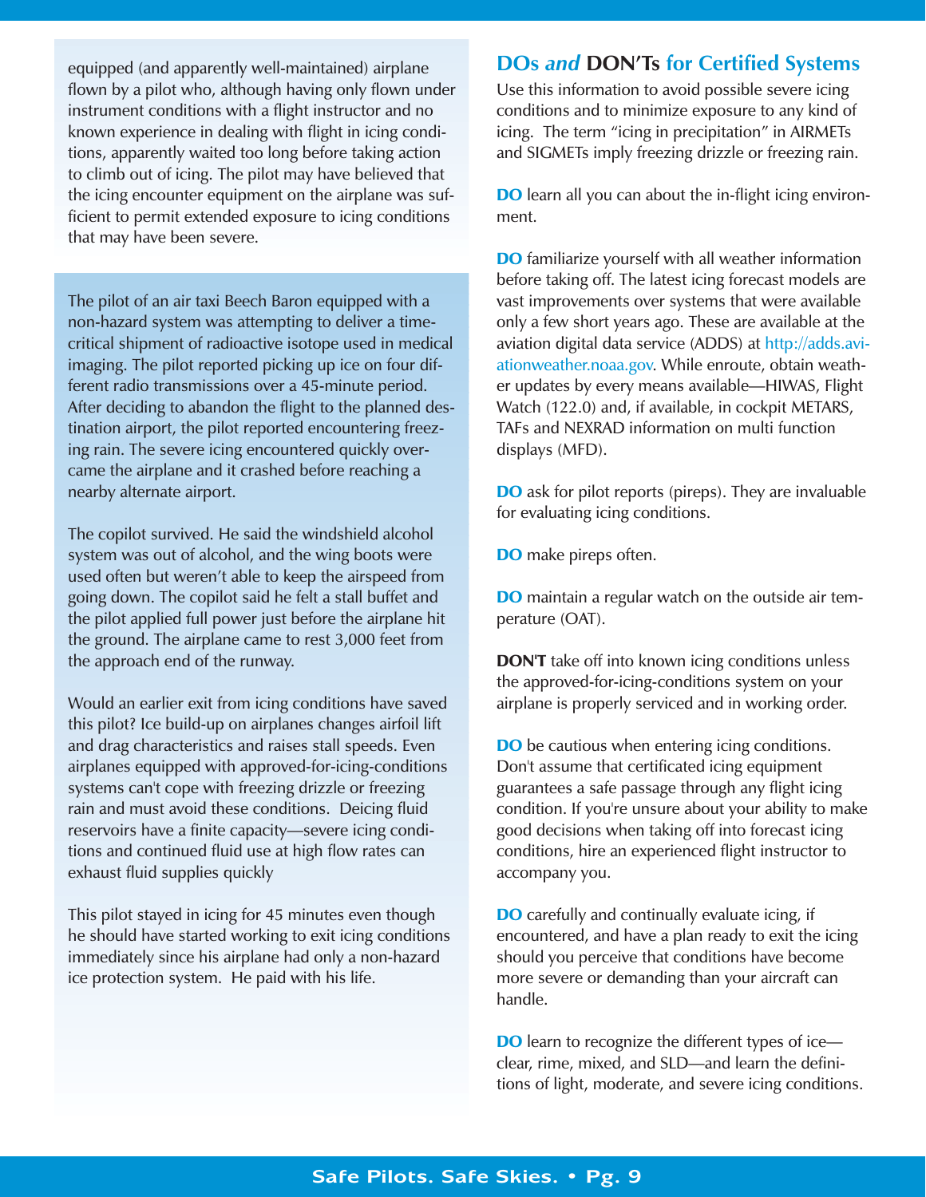equipped (and apparently well-maintained) airplane flown by a pilot who, although having only flown under instrument conditions with a flight instructor and no known experience in dealing with flight in icing conditions, apparently waited too long before taking action to climb out of icing. The pilot may have believed that the icing encounter equipment on the airplane was sufficient to permit extended exposure to icing conditions that may have been severe.

The pilot of an air taxi Beech Baron equipped with a non-hazard system was attempting to deliver a time-critical shipment of radioactive isotope used in medical imaging. The pilot reported picking up ice on four different radio transmissions over a 45-minute period. After deciding to abandon the flight to the planned destination airport, the pilot reported encountering freezing rain. The severe icing encountered quickly overcame the airplane and it crashed before reaching a nearby alternate airport.

The copilot survived. He said the windshield alcohol system was out of alcohol, and the wing boots were used often but weren't able to keep the airspeed from going down. The copilot said he felt a stall buffet and the pilot applied full power just before the airplane hit the ground. The airplane came to rest 3,000 feet from the approach end of the runway.

Would an earlier exit from icing conditions have saved this pilot? Ice build-up on airplanes changes airfoil lift and drag characteristics and raises stall speeds. Even airplanes equipped with approved-for-icing-conditions systems can't cope with freezing drizzle or freezing rain and must avoid these conditions. Deicing fluid reservoirs have a finite capacity—severe icing conditions and continued fluid use at high flow rates can exhaust fluid supplies quickly

This pilot stayed in icing for 45 minutes even though he should have started working to exit icing conditions immediately since his airplane had only a non-hazard ice protection system. He paid with his life.

## DOs *and* DON'Ts for Certified Systems

Use this information to avoid possible severe icing conditions and to minimize exposure to any kind of icing. The term "icing in precipitation" in AIRMETs and SIGMETs imply freezing drizzle or freezing rain.

**DO** learn all you can about the in-flight icing environment.

**DO** familiarize yourself with all weather information before taking off. The latest icing forecast models are vast improvements over systems that were available only a few short years ago. These are available at the aviation digital data service (ADDS) at http://adds.aviationweather.noaa.gov. While enroute, obtain weather updates by every means available—HIWAS, Flight Watch (122.0) and, if available, in cockpit METARS, TAFs and NEXRAD information on multi function displays (MFD).

**DO** ask for pilot reports (pireps). They are invaluable for evaluating icing conditions.

**DO** make pireps often.

**DO** maintain a regular watch on the outside air temperature (OAT).

**DON'T** take off into known icing conditions unless the approved-for-icing-conditions system on your airplane is properly serviced and in working order.

**DO** be cautious when entering icing conditions. Don't assume that certificated icing equipment guarantees a safe passage through any flight icing condition. If you're unsure about your ability to make good decisions when taking off into forecast icing conditions, hire an experienced flight instructor to accompany you.

**DO** carefully and continually evaluate icing, if encountered, and have a plan ready to exit the icing should you perceive that conditions have become more severe or demanding than your aircraft can handle.

**DO** learn to recognize the different types of ice—clear, rime, mixed, and SLD—and learn the definitions of light, moderate, and severe icing conditions.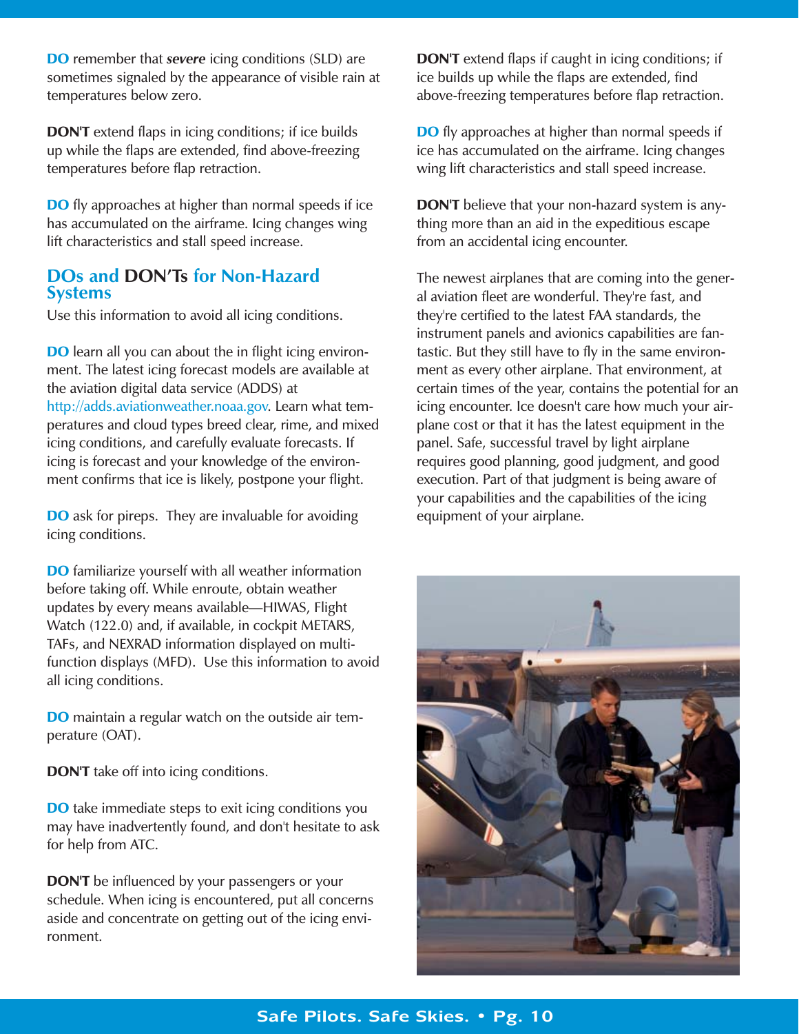**DO** remember that ***severe*** icing conditions (SLD) are sometimes signaled by the appearance of visible rain at temperatures below zero.

**DON'T** extend flaps in icing conditions; if ice builds up while the flaps are extended, find above-freezing temperatures before flap retraction.

**DO** fly approaches at higher than normal speeds if ice has accumulated on the airframe. Icing changes wing lift characteristics and stall speed increase.

## DOs and DON'Ts for Non-Hazard Systems

Use this information to avoid all icing conditions.

**DO** learn all you can about the in flight icing environment. The latest icing forecast models are available at the aviation digital data service (ADDS) at http://adds.aviationweather.noaa.gov. Learn what temperatures and cloud types breed clear, rime, and mixed icing conditions, and carefully evaluate forecasts. If icing is forecast and your knowledge of the environment confirms that ice is likely, postpone your flight.

**DO** ask for pireps. They are invaluable for avoiding icing conditions.

**DO** familiarize yourself with all weather information before taking off. While enroute, obtain weather updates by every means available—HIWAS, Flight Watch (122.0) and, if available, in cockpit METARS, TAFs, and NEXRAD information displayed on multi-function displays (MFD). Use this information to avoid all icing conditions.

**DO** maintain a regular watch on the outside air temperature (OAT).

**DON'T** take off into icing conditions.

**DO** take immediate steps to exit icing conditions you may have inadvertently found, and don't hesitate to ask for help from ATC.

**DON'T** be influenced by your passengers or your schedule. When icing is encountered, put all concerns aside and concentrate on getting out of the icing environment.

**DON'T** extend flaps if caught in icing conditions; if ice builds up while the flaps are extended, find above-freezing temperatures before flap retraction.

**DO** fly approaches at higher than normal speeds if ice has accumulated on the airframe. Icing changes wing lift characteristics and stall speed increase.

**DON'T** believe that your non-hazard system is anything more than an aid in the expeditious escape from an accidental icing encounter.

The newest airplanes that are coming into the general aviation fleet are wonderful. They're fast, and they're certified to the latest FAA standards, the instrument panels and avionics capabilities are fantastic. But they still have to fly in the same environment as every other airplane. That environment, at certain times of the year, contains the potential for an icing encounter. Ice doesn't care how much your airplane cost or that it has the latest equipment in the panel. Safe, successful travel by light airplane requires good planning, good judgment, and good execution. Part of that judgment is being aware of your capabilities and the capabilities of the icing equipment of your airplane.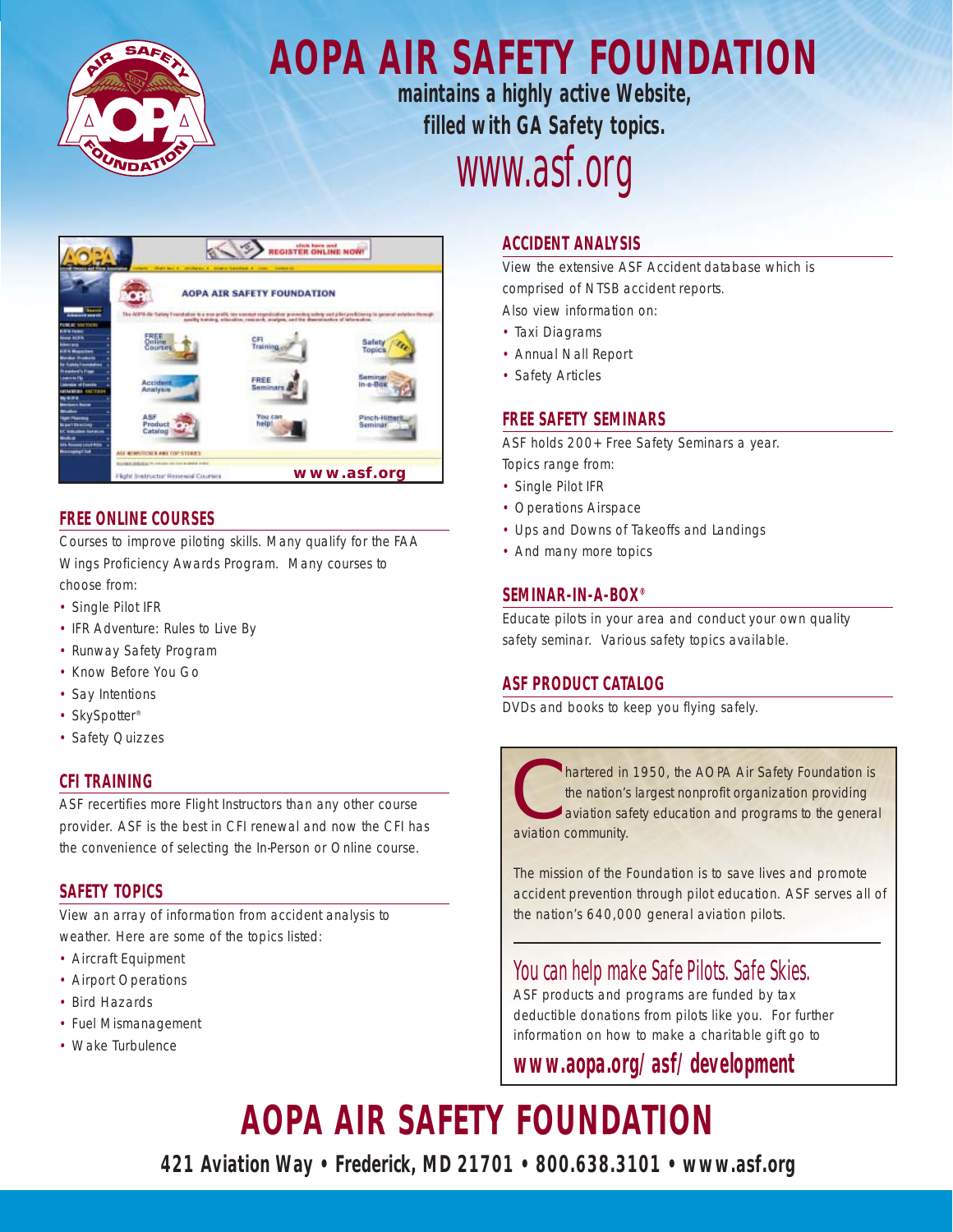# AOPA AIR SAFETY FOUNDATION

**maintains a highly active Website, filled with GA Safety topics.**

www.asf.org

## FREE ONLINE COURSES

Courses to improve piloting skills. Many qualify for the FAA Wings Proficiency Awards Program. Many courses to choose from:

- Single Pilot IFR
- IFR Adventure: Rules to Live By
- Runway Safety Program
- Know Before You Go
- Say Intentions
- SkySpotter®
- Safety Quizzes

## CFI TRAINING

ASF recertifies more Flight Instructors than any other course provider. ASF is the best in CFI renewal and now the CFI has the convenience of selecting the In-Person or Online course.

## SAFETY TOPICS

View an array of information from accident analysis to weather. Here are some of the topics listed:

- Aircraft Equipment
- Airport Operations
- Bird Hazards
- Fuel Mismanagement
- Wake Turbulence

## ACCIDENT ANALYSIS

View the extensive ASF Accident database which is comprised of NTSB accident reports.
Also view information on:

- Taxi Diagrams
- Annual Nall Report
- Safety Articles

## FREE SAFETY SEMINARS

ASF holds 200+ Free Safety Seminars a year.
Topics range from:

- Single Pilot IFR
- Operations Airspace
- Ups and Downs of Takeoffs and Landings
- And many more topics

## SEMINAR-IN-A-BOX®

Educate pilots in your area and conduct your own quality safety seminar. Various safety topics available.

## ASF PRODUCT CATALOG

DVDs and books to keep you flying safely.

Chartered in 1950, the AOPA Air Safety Foundation is the nation's largest nonprofit organization providing aviation safety education and programs to the general aviation community.

The mission of the Foundation is to save lives and promote accident prevention through pilot education. ASF serves all of the nation's 640,000 general aviation pilots.

### You can help make Safe Pilots. Safe Skies.

ASF products and programs are funded by tax deductible donations from pilots like you. For further information on how to make a charitable gift go to

**www.aopa.org/asf/development**

# AOPA AIR SAFETY FOUNDATION

**421 Aviation Way • Frederick, MD 21701 • 800.638.3101 • www.asf.org**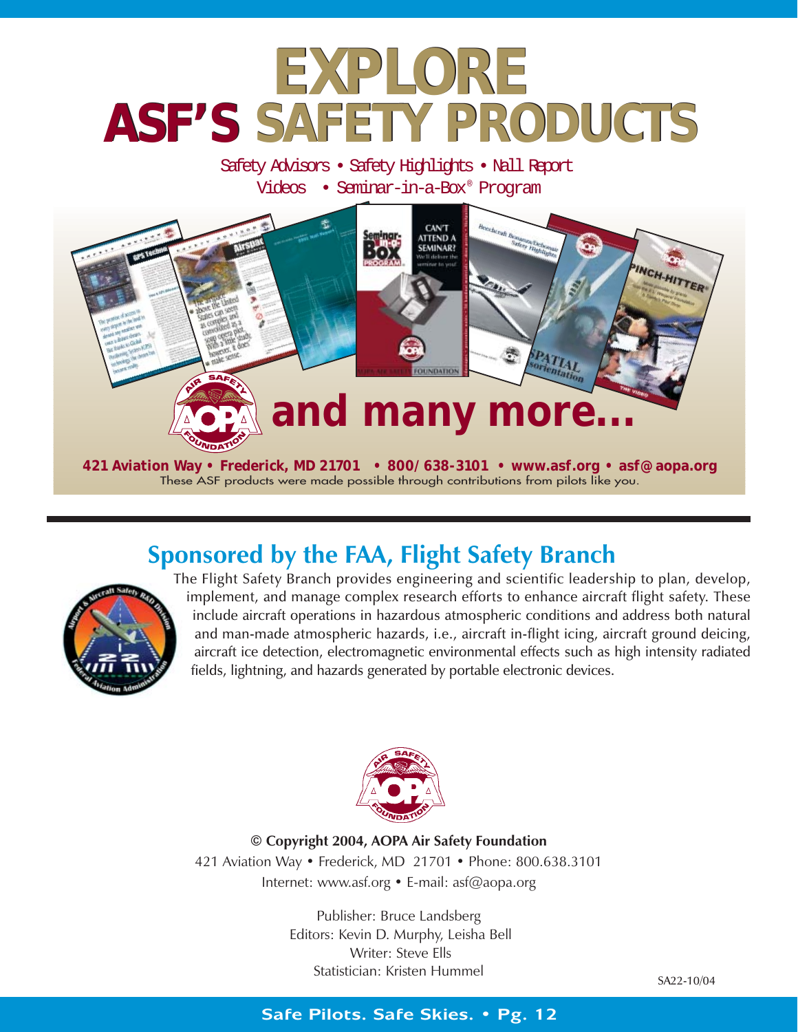# EXPLORE ASF'S SAFETY PRODUCTS

Safety Advisors • Safety Highlights • Nall Report
Videos • Seminar-in-a-Box® Program

**and many more...**

**421 Aviation Way • Frederick, MD 21701 • 800/638-3101 • www.asf.org • asf@aopa.org**

These ASF products were made possible through contributions from pilots like you.

## Sponsored by the FAA, Flight Safety Branch

The Flight Safety Branch provides engineering and scientific leadership to plan, develop, implement, and manage complex research efforts to enhance aircraft flight safety. These include aircraft operations in hazardous atmospheric conditions and address both natural and man-made atmospheric hazards, i.e., aircraft in-flight icing, aircraft ground deicing, aircraft ice detection, electromagnetic environmental effects such as high intensity radiated fields, lightning, and hazards generated by portable electronic devices.

**© Copyright 2004, AOPA Air Safety Foundation**
421 Aviation Way • Frederick, MD 21701 • Phone: 800.638.3101
Internet: www.asf.org • E-mail: asf@aopa.org

Publisher: Bruce Landsberg
Editors: Kevin D. Murphy, Leisha Bell
Writer: Steve Ells
Statistician: Kristen Hummel

SA22-10/04